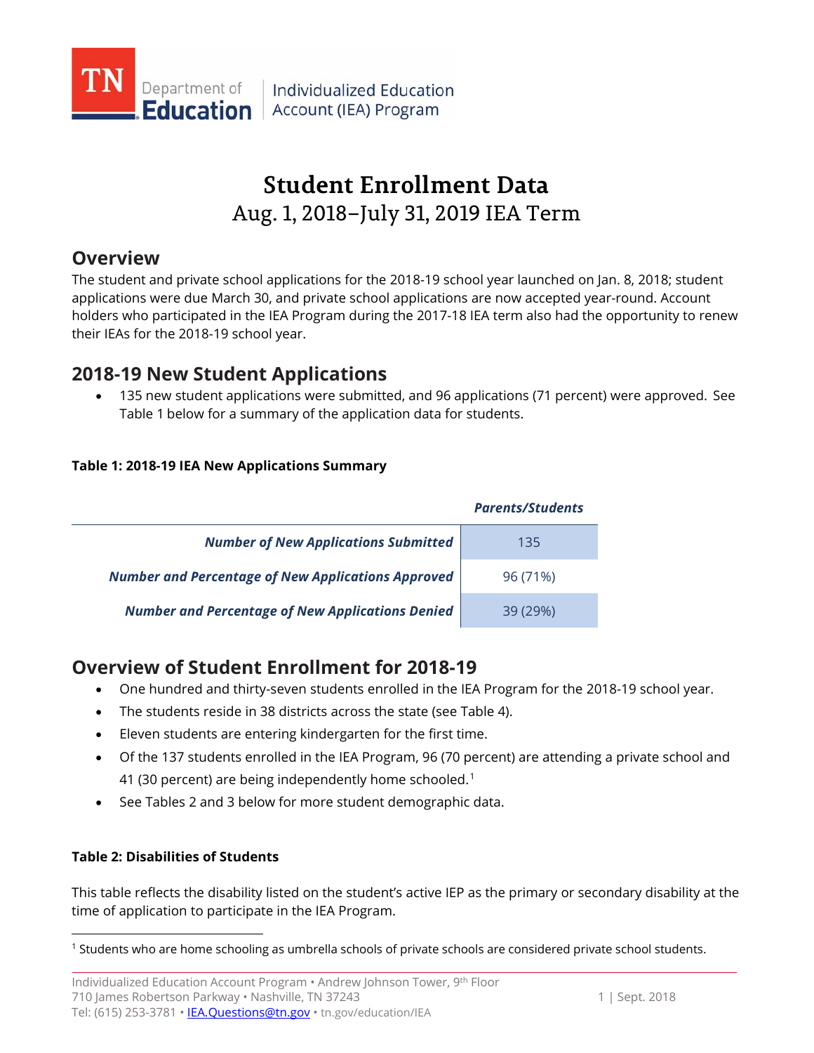Department of **Education** | Individualized Education Account (IEA) Program

# Student Enrollment Data

## Aug. 1, 2018–July 31, 2019 IEA Term

## Overview

The student and private school applications for the 2018-19 school year launched on Jan. 8, 2018; student applications were due March 30, and private school applications are now accepted year-round. Account holders who participated in the IEA Program during the 2017-18 IEA term also had the opportunity to renew their IEAs for the 2018-19 school year.

## 2018-19 New Student Applications

- 135 new student applications were submitted, and 96 applications (71 percent) were approved. See Table 1 below for a summary of the application data for students.

**Table 1: 2018-19 IEA New Applications Summary**

| | *Parents/Students* |
|---|---|
| ***Number of New Applications Submitted*** | 135 |
| ***Number and Percentage of New Applications Approved*** | 96 (71%) |
| ***Number and Percentage of New Applications Denied*** | 39 (29%) |

## Overview of Student Enrollment for 2018-19

- One hundred and thirty-seven students enrolled in the IEA Program for the 2018-19 school year.
- The students reside in 38 districts across the state (see Table 4).
- Eleven students are entering kindergarten for the first time.
- Of the 137 students enrolled in the IEA Program, 96 (70 percent) are attending a private school and 41 (30 percent) are being independently home schooled.[1]
- See Tables 2 and 3 below for more student demographic data.

**Table 2: Disabilities of Students**

This table reflects the disability listed on the student's active IEP as the primary or secondary disability at the time of application to participate in the IEA Program.

[1] Students who are home schooling as umbrella schools of private schools are considered private school students.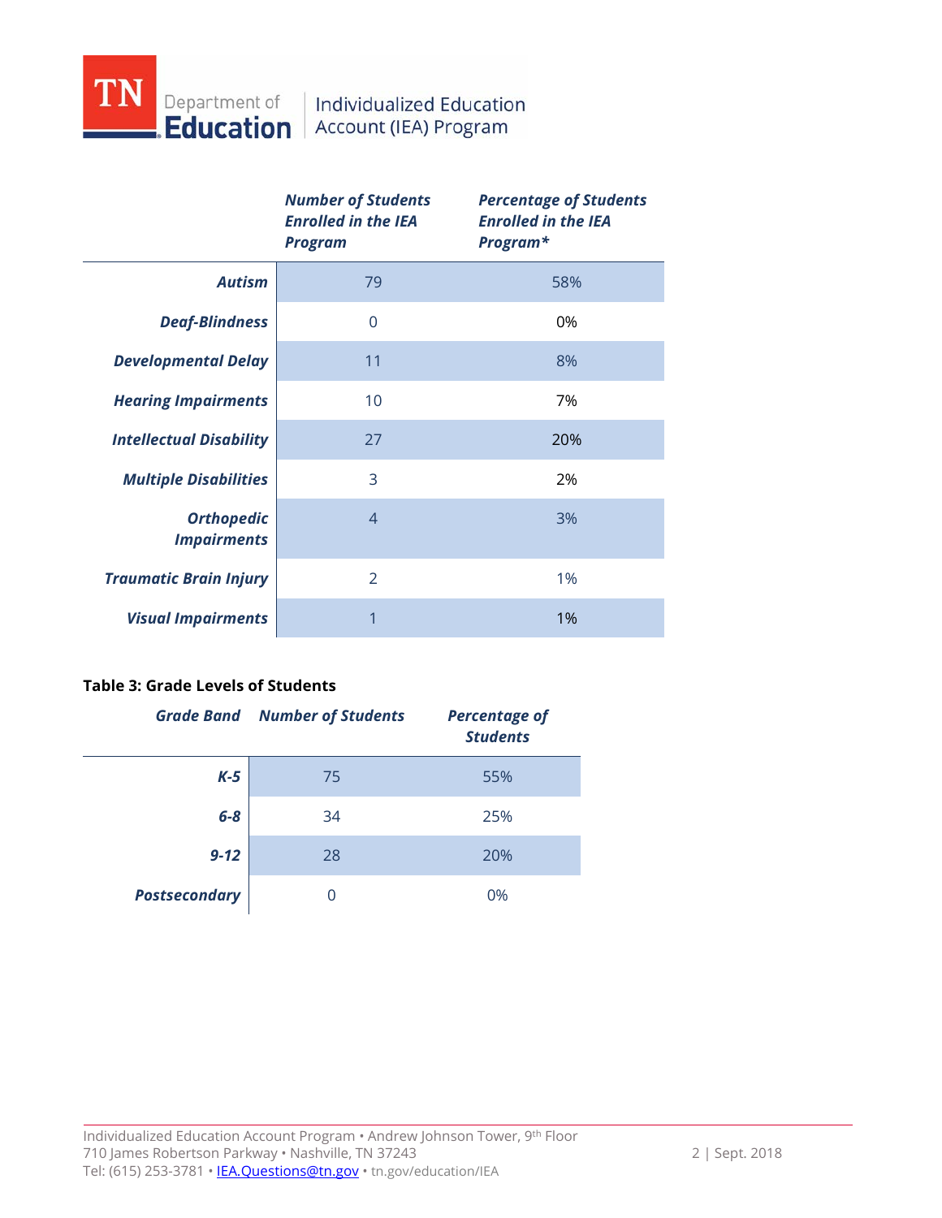| | *Number of Students Enrolled in the IEA Program* | *Percentage of Students Enrolled in the IEA Program** |
|---|---|---|
| ***Autism*** | 79 | 58% |
| ***Deaf-Blindness*** | 0 | 0% |
| ***Developmental Delay*** | 11 | 8% |
| ***Hearing Impairments*** | 10 | 7% |
| ***Intellectual Disability*** | 27 | 20% |
| ***Multiple Disabilities*** | 3 | 2% |
| ***Orthopedic Impairments*** | 4 | 3% |
| ***Traumatic Brain Injury*** | 2 | 1% |
| ***Visual Impairments*** | 1 | 1% |

**Table 3: Grade Levels of Students**

| *Grade Band* | *Number of Students* | *Percentage of Students* |
|---|---|---|
| ***K-5*** | 75 | 55% |
| ***6-8*** | 34 | 25% |
| ***9-12*** | 28 | 20% |
| ***Postsecondary*** | 0 | 0% |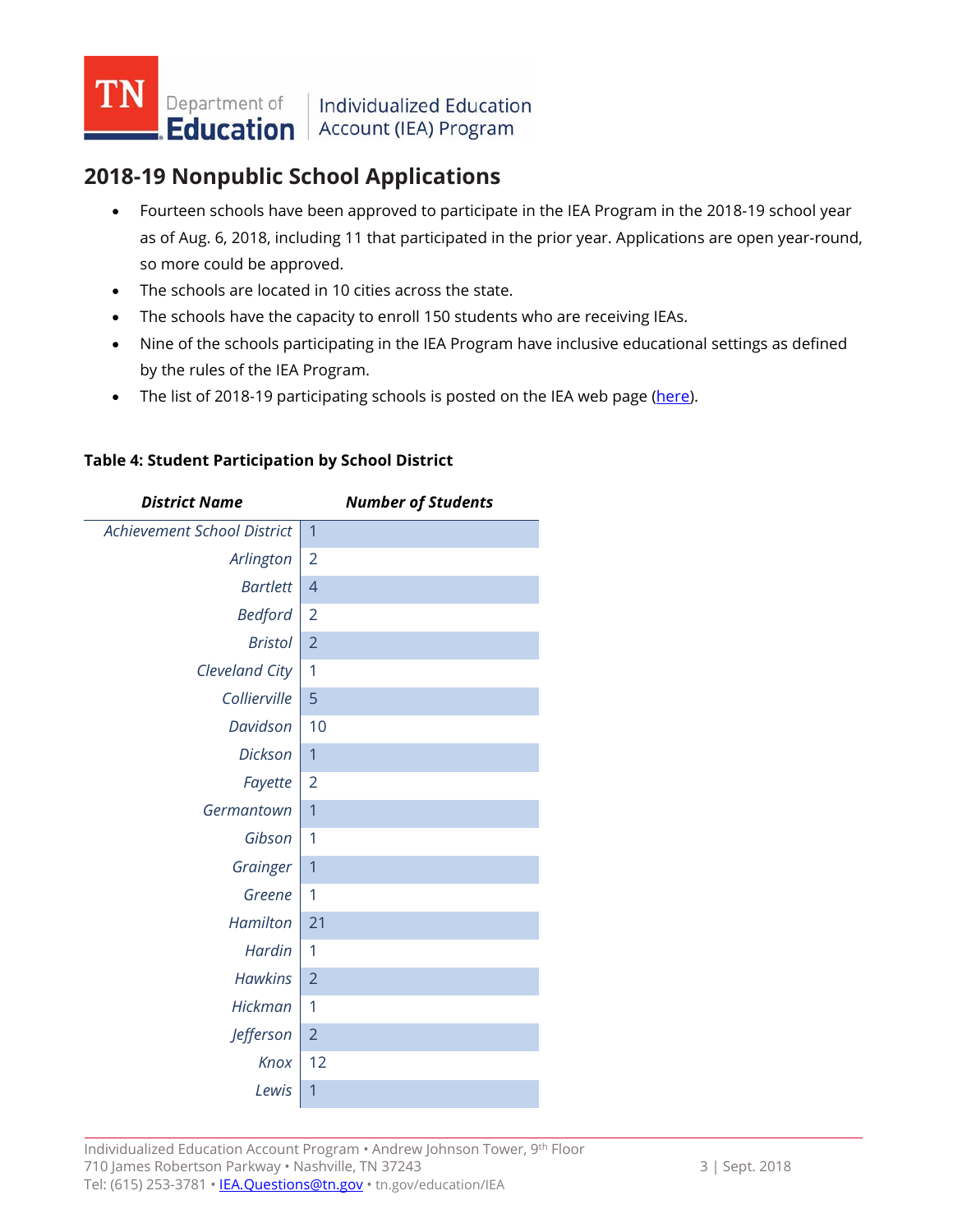## 2018-19 Nonpublic School Applications

- Fourteen schools have been approved to participate in the IEA Program in the 2018-19 school year as of Aug. 6, 2018, including 11 that participated in the prior year. Applications are open year-round, so more could be approved.
- The schools are located in 10 cities across the state.
- The schools have the capacity to enroll 150 students who are receiving IEAs.
- Nine of the schools participating in the IEA Program have inclusive educational settings as defined by the rules of the IEA Program.
- The list of 2018-19 participating schools is posted on the IEA web page ([here](#)).

**Table 4: Student Participation by School District**

| *District Name* | *Number of Students* |
|---|---|
| *Achievement School District* | 1 |
| *Arlington* | 2 |
| *Bartlett* | 4 |
| *Bedford* | 2 |
| *Bristol* | 2 |
| *Cleveland City* | 1 |
| *Collierville* | 5 |
| *Davidson* | 10 |
| *Dickson* | 1 |
| *Fayette* | 2 |
| *Germantown* | 1 |
| *Gibson* | 1 |
| *Grainger* | 1 |
| *Greene* | 1 |
| *Hamilton* | 21 |
| *Hardin* | 1 |
| *Hawkins* | 2 |
| *Hickman* | 1 |
| *Jefferson* | 2 |
| *Knox* | 12 |
| *Lewis* | 1 |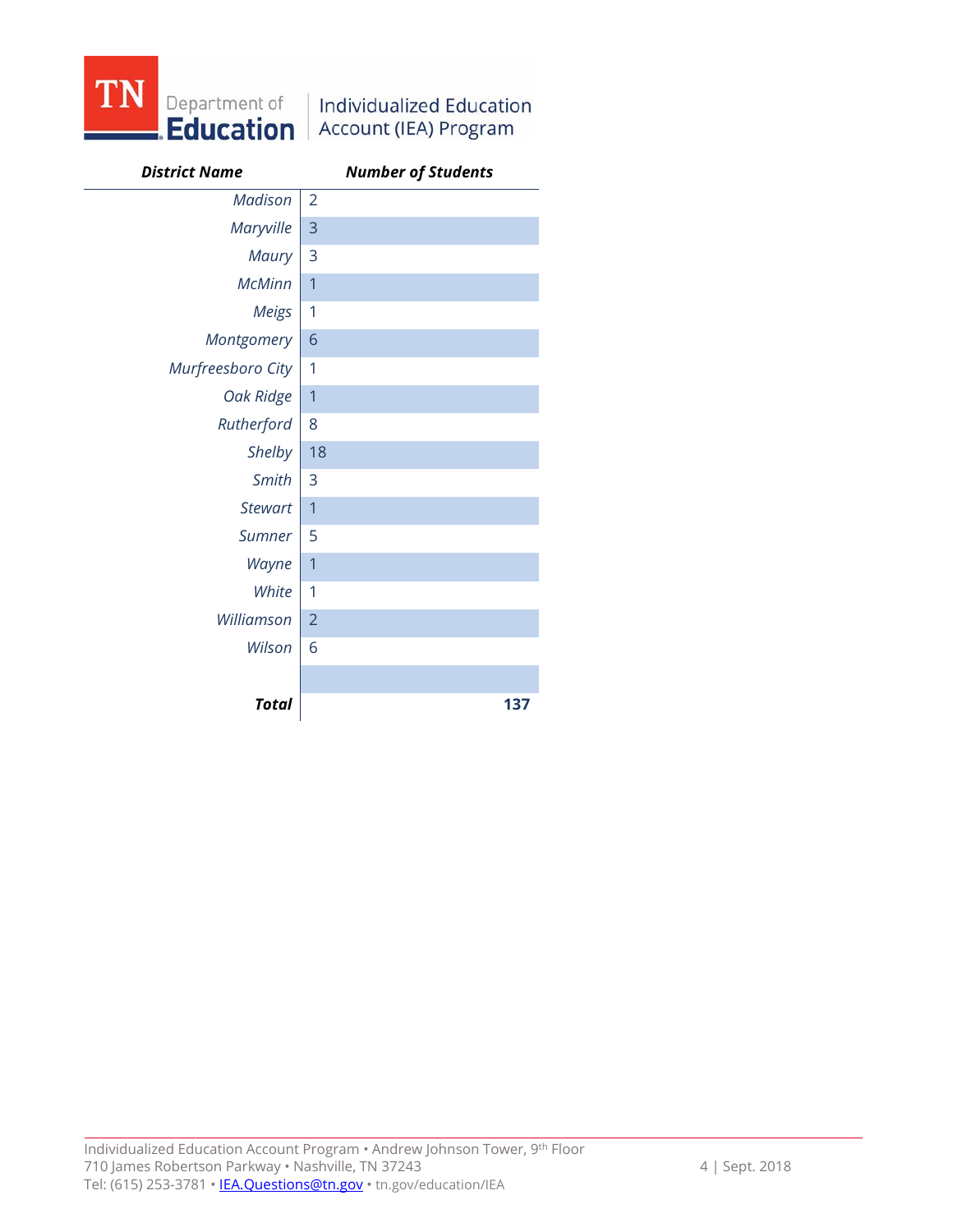| *District Name* | *Number of Students* |
|---|---|
| *Madison* | 2 |
| *Maryville* | 3 |
| *Maury* | 3 |
| *McMinn* | 1 |
| *Meigs* | 1 |
| *Montgomery* | 6 |
| *Murfreesboro City* | 1 |
| *Oak Ridge* | 1 |
| *Rutherford* | 8 |
| *Shelby* | 18 |
| *Smith* | 3 |
| *Stewart* | 1 |
| *Sumner* | 5 |
| *Wayne* | 1 |
| *White* | 1 |
| *Williamson* | 2 |
| *Wilson* | 6 |
| | |
| ***Total*** | **137** |